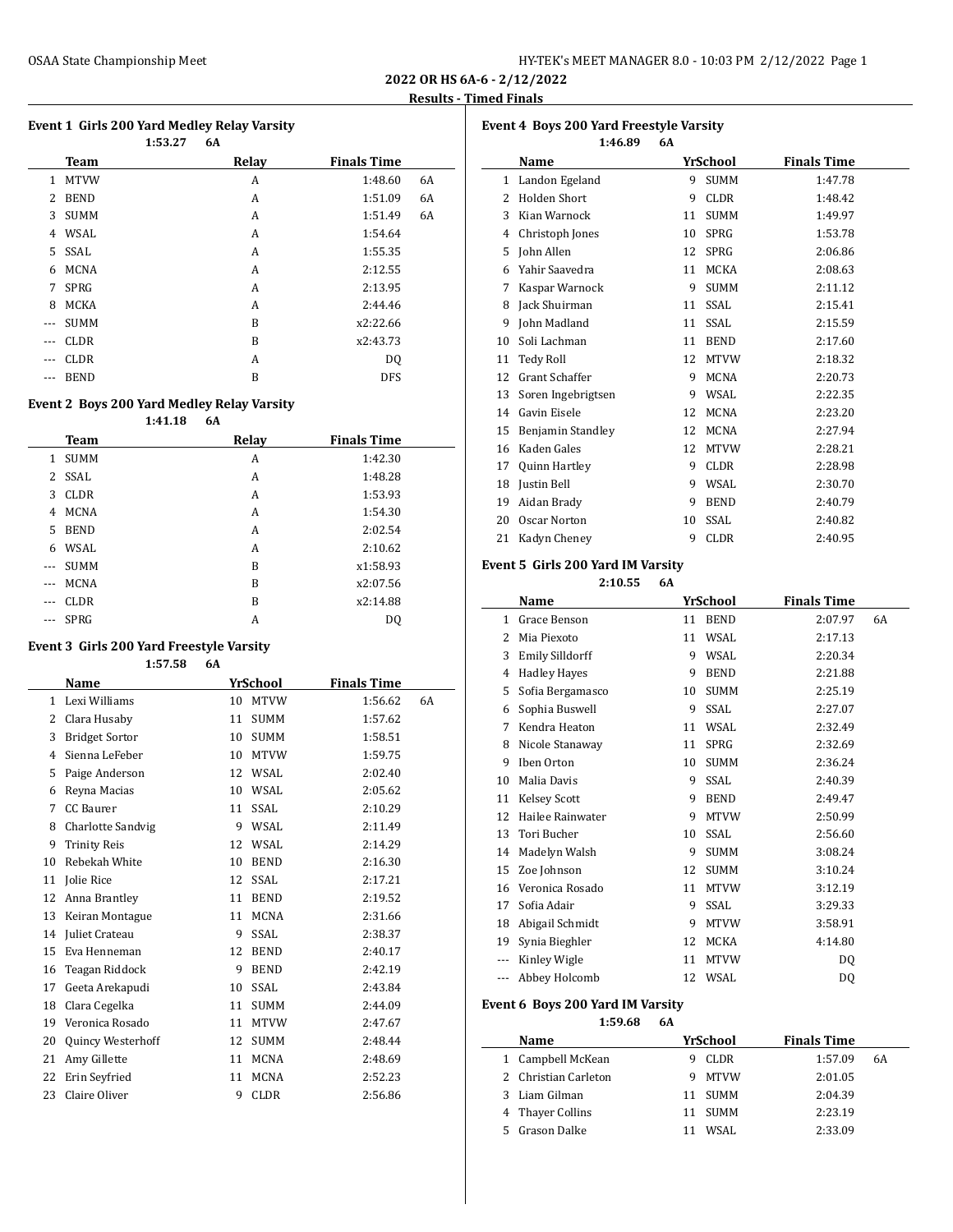## 2022 OR HS 6A-6 - 2/12/2022

### Results - Timed Finals

#### Event 1 Girls 200 Yard Medley Relay Varsity

1:53.27 6A

| | Team | Relay | Finals Time | |
|---|---|---|---|---|
| 1 | MTVW | A | 1:48.60 | 6A |
| 2 | BEND | A | 1:51.09 | 6A |
| 3 | SUMM | A | 1:51.49 | 6A |
| 4 | WSAL | A | 1:54.64 | |
| 5 | SSAL | A | 1:55.35 | |
| 6 | MCNA | A | 2:12.55 | |
| 7 | SPRG | A | 2:13.95 | |
| 8 | MCKA | A | 2:44.46 | |
| --- | SUMM | B | x2:22.66 | |
| --- | CLDR | B | x2:43.73 | |
| --- | CLDR | A | DQ | |
| --- | BEND | B | DFS | |

#### Event 2 Boys 200 Yard Medley Relay Varsity

1:41.18 6A

| | Team | Relay | Finals Time |
|---|---|---|---|
| 1 | SUMM | A | 1:42.30 |
| 2 | SSAL | A | 1:48.28 |
| 3 | CLDR | A | 1:53.93 |
| 4 | MCNA | A | 1:54.30 |
| 5 | BEND | A | 2:02.54 |
| 6 | WSAL | A | 2:10.62 |
| --- | SUMM | B | x1:58.93 |
| --- | MCNA | B | x2:07.56 |
| --- | CLDR | B | x2:14.88 |
| --- | SPRG | A | DQ |

#### Event 3 Girls 200 Yard Freestyle Varsity

1:57.58 6A

| | Name | Yr | School | Finals Time | |
|---|---|---|---|---|---|
| 1 | Lexi Williams | 10 | MTVW | 1:56.62 | 6A |
| 2 | Clara Husaby | 11 | SUMM | 1:57.62 | |
| 3 | Bridget Sortor | 10 | SUMM | 1:58.51 | |
| 4 | Sienna LeFeber | 10 | MTVW | 1:59.75 | |
| 5 | Paige Anderson | 12 | WSAL | 2:02.40 | |
| 6 | Reyna Macias | 10 | WSAL | 2:05.62 | |
| 7 | CC Baurer | 11 | SSAL | 2:10.29 | |
| 8 | Charlotte Sandvig | 9 | WSAL | 2:11.49 | |
| 9 | Trinity Reis | 12 | WSAL | 2:14.29 | |
| 10 | Rebekah White | 10 | BEND | 2:16.30 | |
| 11 | Jolie Rice | 12 | SSAL | 2:17.21 | |
| 12 | Anna Brantley | 11 | BEND | 2:19.52 | |
| 13 | Keiran Montague | 11 | MCNA | 2:31.66 | |
| 14 | Juliet Crateau | 9 | SSAL | 2:38.37 | |
| 15 | Eva Henneman | 12 | BEND | 2:40.17 | |
| 16 | Teagan Riddock | 9 | BEND | 2:42.19 | |
| 17 | Geeta Arekapudi | 10 | SSAL | 2:43.84 | |
| 18 | Clara Cegelka | 11 | SUMM | 2:44.09 | |
| 19 | Veronica Rosado | 11 | MTVW | 2:47.67 | |
| 20 | Quincy Westerhoff | 12 | SUMM | 2:48.44 | |
| 21 | Amy Gillette | 11 | MCNA | 2:48.69 | |
| 22 | Erin Seyfried | 11 | MCNA | 2:52.23 | |
| 23 | Claire Oliver | 9 | CLDR | 2:56.86 | |

#### Event 4 Boys 200 Yard Freestyle Varsity

1:46.89 6A

| | Name | Yr | School | Finals Time |
|---|---|---|---|---|
| 1 | Landon Egeland | 9 | SUMM | 1:47.78 |
| 2 | Holden Short | 9 | CLDR | 1:48.42 |
| 3 | Kian Warnock | 11 | SUMM | 1:49.97 |
| 4 | Christoph Jones | 10 | SPRG | 1:53.78 |
| 5 | John Allen | 12 | SPRG | 2:06.86 |
| 6 | Yahir Saavedra | 11 | MCKA | 2:08.63 |
| 7 | Kaspar Warnock | 9 | SUMM | 2:11.12 |
| 8 | Jack Shuirman | 11 | SSAL | 2:15.41 |
| 9 | John Madland | 11 | SSAL | 2:15.59 |
| 10 | Soli Lachman | 11 | BEND | 2:17.60 |
| 11 | Tedy Roll | 12 | MTVW | 2:18.32 |
| 12 | Grant Schaffer | 9 | MCNA | 2:20.73 |
| 13 | Soren Ingebrigtsen | 9 | WSAL | 2:22.35 |
| 14 | Gavin Eisele | 12 | MCNA | 2:23.20 |
| 15 | Benjamin Standley | 12 | MCNA | 2:27.94 |
| 16 | Kaden Gales | 12 | MTVW | 2:28.21 |
| 17 | Quinn Hartley | 9 | CLDR | 2:28.98 |
| 18 | Justin Bell | 9 | WSAL | 2:30.70 |
| 19 | Aidan Brady | 9 | BEND | 2:40.79 |
| 20 | Oscar Norton | 10 | SSAL | 2:40.82 |
| 21 | Kadyn Cheney | 9 | CLDR | 2:40.95 |

#### Event 5 Girls 200 Yard IM Varsity

2:10.55 6A

| | Name | Yr | School | Finals Time | |
|---|---|---|---|---|---|
| 1 | Grace Benson | 11 | BEND | 2:07.97 | 6A |
| 2 | Mia Piexoto | 11 | WSAL | 2:17.13 | |
| 3 | Emily Silldorff | 9 | WSAL | 2:20.34 | |
| 4 | Hadley Hayes | 9 | BEND | 2:21.88 | |
| 5 | Sofia Bergamasco | 10 | SUMM | 2:25.19 | |
| 6 | Sophia Buswell | 9 | SSAL | 2:27.07 | |
| 7 | Kendra Heaton | 11 | WSAL | 2:32.49 | |
| 8 | Nicole Stanaway | 11 | SPRG | 2:32.69 | |
| 9 | Iben Orton | 10 | SUMM | 2:36.24 | |
| 10 | Malia Davis | 9 | SSAL | 2:40.39 | |
| 11 | Kelsey Scott | 9 | BEND | 2:49.47 | |
| 12 | Hailee Rainwater | 9 | MTVW | 2:50.99 | |
| 13 | Tori Bucher | 10 | SSAL | 2:56.60 | |
| 14 | Madelyn Walsh | 9 | SUMM | 3:08.24 | |
| 15 | Zoe Johnson | 12 | SUMM | 3:10.24 | |
| 16 | Veronica Rosado | 11 | MTVW | 3:12.19 | |
| 17 | Sofia Adair | 9 | SSAL | 3:29.33 | |
| 18 | Abigail Schmidt | 9 | MTVW | 3:58.91 | |
| 19 | Synia Bieghler | 12 | MCKA | 4:14.80 | |
| --- | Kinley Wigle | 11 | MTVW | DQ | |
| --- | Abbey Holcomb | 12 | WSAL | DQ | |

#### Event 6 Boys 200 Yard IM Varsity

1:59.68 6A

| | Name | Yr | School | Finals Time | |
|---|---|---|---|---|---|
| 1 | Campbell McKean | 9 | CLDR | 1:57.09 | 6A |
| 2 | Christian Carleton | 9 | MTVW | 2:01.05 | |
| 3 | Liam Gilman | 11 | SUMM | 2:04.39 | |
| 4 | Thayer Collins | 11 | SUMM | 2:23.19 | |
| 5 | Grason Dalke | 11 | WSAL | 2:33.09 | |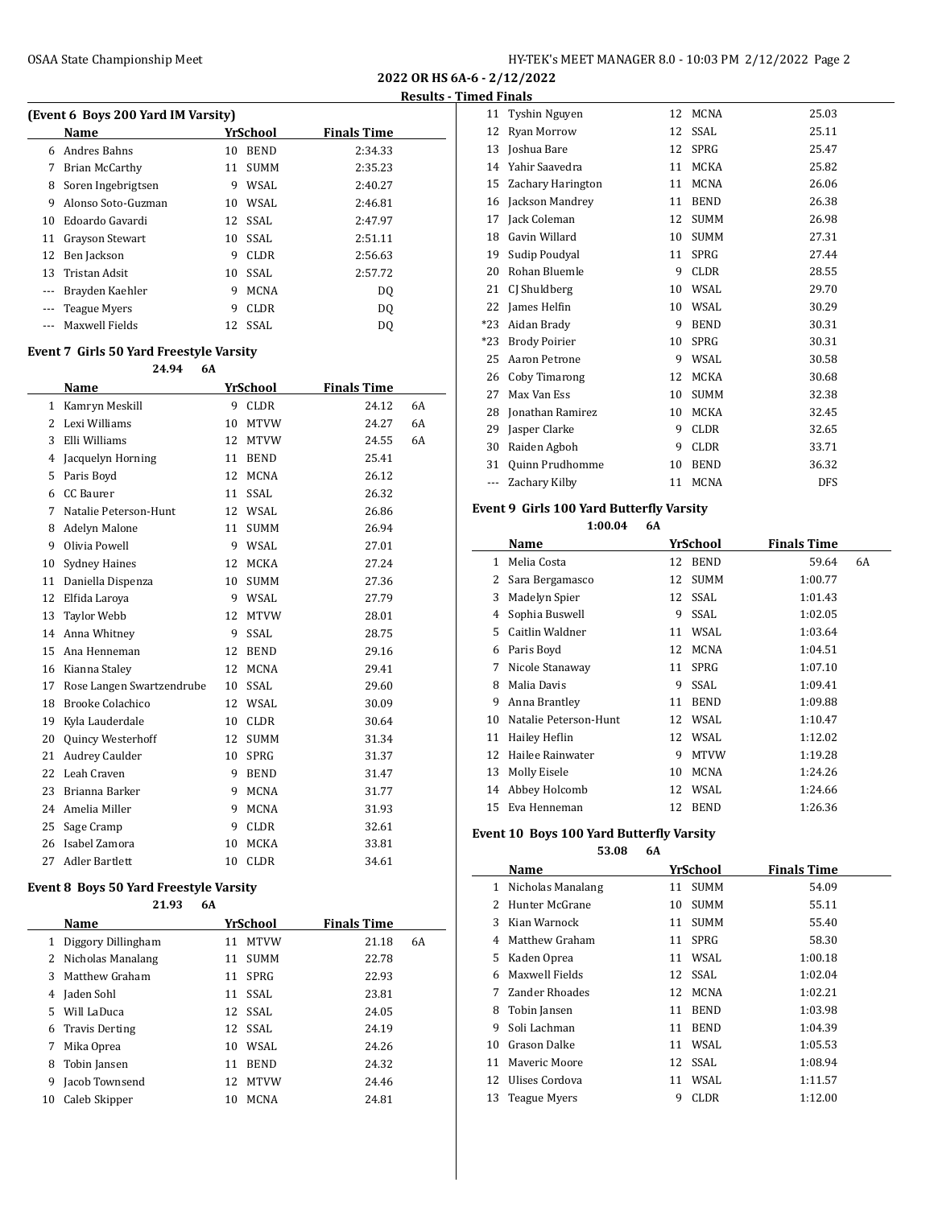## 2022 OR HS 6A-6 - 2/12/2022

### Results - Timed Finals

#### (Event 6 Boys 200 Yard IM Varsity)

| | Name | Yr | School | Finals Time |
|---|---|---|---|---|
| 6 | Andres Bahns | 10 | BEND | 2:34.33 |
| 7 | Brian McCarthy | 11 | SUMM | 2:35.23 |
| 8 | Soren Ingebrigtsen | 9 | WSAL | 2:40.27 |
| 9 | Alonso Soto-Guzman | 10 | WSAL | 2:46.81 |
| 10 | Edoardo Gavardi | 12 | SSAL | 2:47.97 |
| 11 | Grayson Stewart | 10 | SSAL | 2:51.11 |
| 12 | Ben Jackson | 9 | CLDR | 2:56.63 |
| 13 | Tristan Adsit | 10 | SSAL | 2:57.72 |
| --- | Brayden Kaehler | 9 | MCNA | DQ |
| --- | Teague Myers | 9 | CLDR | DQ |
| --- | Maxwell Fields | 12 | SSAL | DQ |

#### Event 7 Girls 50 Yard Freestyle Varsity

24.94 6A

| | Name | Yr | School | Finals Time | |
|---|---|---|---|---|---|
| 1 | Kamryn Meskill | 9 | CLDR | 24.12 | 6A |
| 2 | Lexi Williams | 10 | MTVW | 24.27 | 6A |
| 3 | Elli Williams | 12 | MTVW | 24.55 | 6A |
| 4 | Jacquelyn Horning | 11 | BEND | 25.41 | |
| 5 | Paris Boyd | 12 | MCNA | 26.12 | |
| 6 | CC Baurer | 11 | SSAL | 26.32 | |
| 7 | Natalie Peterson-Hunt | 12 | WSAL | 26.86 | |
| 8 | Adelyn Malone | 11 | SUMM | 26.94 | |
| 9 | Olivia Powell | 9 | WSAL | 27.01 | |
| 10 | Sydney Haines | 12 | MCKA | 27.24 | |
| 11 | Daniella Dispenza | 10 | SUMM | 27.36 | |
| 12 | Elfida Laroya | 9 | WSAL | 27.79 | |
| 13 | Taylor Webb | 12 | MTVW | 28.01 | |
| 14 | Anna Whitney | 9 | SSAL | 28.75 | |
| 15 | Ana Henneman | 12 | BEND | 29.16 | |
| 16 | Kianna Staley | 12 | MCNA | 29.41 | |
| 17 | Rose Langen Swartzendrube | 10 | SSAL | 29.60 | |
| 18 | Brooke Colachico | 12 | WSAL | 30.09 | |
| 19 | Kyla Lauderdale | 10 | CLDR | 30.64 | |
| 20 | Quincy Westerhoff | 12 | SUMM | 31.34 | |
| 21 | Audrey Caulder | 10 | SPRG | 31.37 | |
| 22 | Leah Craven | 9 | BEND | 31.47 | |
| 23 | Brianna Barker | 9 | MCNA | 31.77 | |
| 24 | Amelia Miller | 9 | MCNA | 31.93 | |
| 25 | Sage Cramp | 9 | CLDR | 32.61 | |
| 26 | Isabel Zamora | 10 | MCKA | 33.81 | |
| 27 | Adler Bartlett | 10 | CLDR | 34.61 | |

#### Event 8 Boys 50 Yard Freestyle Varsity

21.93 6A

| | Name | Yr | School | Finals Time | |
|---|---|---|---|---|---|
| 1 | Diggory Dillingham | 11 | MTVW | 21.18 | 6A |
| 2 | Nicholas Manalang | 11 | SUMM | 22.78 | |
| 3 | Matthew Graham | 11 | SPRG | 22.93 | |
| 4 | Jaden Sohl | 11 | SSAL | 23.81 | |
| 5 | Will LaDuca | 12 | SSAL | 24.05 | |
| 6 | Travis Derting | 12 | SSAL | 24.19 | |
| 7 | Mika Oprea | 10 | WSAL | 24.26 | |
| 8 | Tobin Jansen | 11 | BEND | 24.32 | |
| 9 | Jacob Townsend | 12 | MTVW | 24.46 | |
| 10 | Caleb Skipper | 10 | MCNA | 24.81 | |
| 11 | Tyshin Nguyen | 12 | MCNA | 25.03 | |
| 12 | Ryan Morrow | 12 | SSAL | 25.11 | |
| 13 | Joshua Bare | 12 | SPRG | 25.47 | |
| 14 | Yahir Saavedra | 11 | MCKA | 25.82 | |
| 15 | Zachary Harington | 11 | MCNA | 26.06 | |
| 16 | Jackson Mandrey | 11 | BEND | 26.38 | |
| 17 | Jack Coleman | 12 | SUMM | 26.98 | |
| 18 | Gavin Willard | 10 | SUMM | 27.31 | |
| 19 | Sudip Poudyal | 11 | SPRG | 27.44 | |
| 20 | Rohan Bluemle | 9 | CLDR | 28.55 | |
| 21 | CJ Shuldberg | 10 | WSAL | 29.70 | |
| 22 | James Helfin | 10 | WSAL | 30.29 | |
| *23 | Aidan Brady | 9 | BEND | 30.31 | |
| *23 | Brody Poirier | 10 | SPRG | 30.31 | |
| 25 | Aaron Petrone | 9 | WSAL | 30.58 | |
| 26 | Coby Timarong | 12 | MCKA | 30.68 | |
| 27 | Max Van Ess | 10 | SUMM | 32.38 | |
| 28 | Jonathan Ramirez | 10 | MCKA | 32.45 | |
| 29 | Jasper Clarke | 9 | CLDR | 32.65 | |
| 30 | Raiden Agboh | 9 | CLDR | 33.71 | |
| 31 | Quinn Prudhomme | 10 | BEND | 36.32 | |
| --- | Zachary Kilby | 11 | MCNA | DFS | |

#### Event 9 Girls 100 Yard Butterfly Varsity

1:00.04 6A

| | Name | Yr | School | Finals Time | |
|---|---|---|---|---|---|
| 1 | Melia Costa | 12 | BEND | 59.64 | 6A |
| 2 | Sara Bergamasco | 12 | SUMM | 1:00.77 | |
| 3 | Madelyn Spier | 12 | SSAL | 1:01.43 | |
| 4 | Sophia Buswell | 9 | SSAL | 1:02.05 | |
| 5 | Caitlin Waldner | 11 | WSAL | 1:03.64 | |
| 6 | Paris Boyd | 12 | MCNA | 1:04.51 | |
| 7 | Nicole Stanaway | 11 | SPRG | 1:07.10 | |
| 8 | Malia Davis | 9 | SSAL | 1:09.41 | |
| 9 | Anna Brantley | 11 | BEND | 1:09.88 | |
| 10 | Natalie Peterson-Hunt | 12 | WSAL | 1:10.47 | |
| 11 | Hailey Heflin | 12 | WSAL | 1:12.02 | |
| 12 | Hailee Rainwater | 9 | MTVW | 1:19.28 | |
| 13 | Molly Eisele | 10 | MCNA | 1:24.26 | |
| 14 | Abbey Holcomb | 12 | WSAL | 1:24.66 | |
| 15 | Eva Henneman | 12 | BEND | 1:26.36 | |

#### Event 10 Boys 100 Yard Butterfly Varsity

53.08 6A

| | Name | Yr | School | Finals Time |
|---|---|---|---|---|
| 1 | Nicholas Manalang | 11 | SUMM | 54.09 |
| 2 | Hunter McGrane | 10 | SUMM | 55.11 |
| 3 | Kian Warnock | 11 | SUMM | 55.40 |
| 4 | Matthew Graham | 11 | SPRG | 58.30 |
| 5 | Kaden Oprea | 11 | WSAL | 1:00.18 |
| 6 | Maxwell Fields | 12 | SSAL | 1:02.04 |
| 7 | Zander Rhoades | 12 | MCNA | 1:02.21 |
| 8 | Tobin Jansen | 11 | BEND | 1:03.98 |
| 9 | Soli Lachman | 11 | BEND | 1:04.39 |
| 10 | Grason Dalke | 11 | WSAL | 1:05.53 |
| 11 | Maveric Moore | 12 | SSAL | 1:08.94 |
| 12 | Ulises Cordova | 11 | WSAL | 1:11.57 |
| 13 | Teague Myers | 9 | CLDR | 1:12.00 |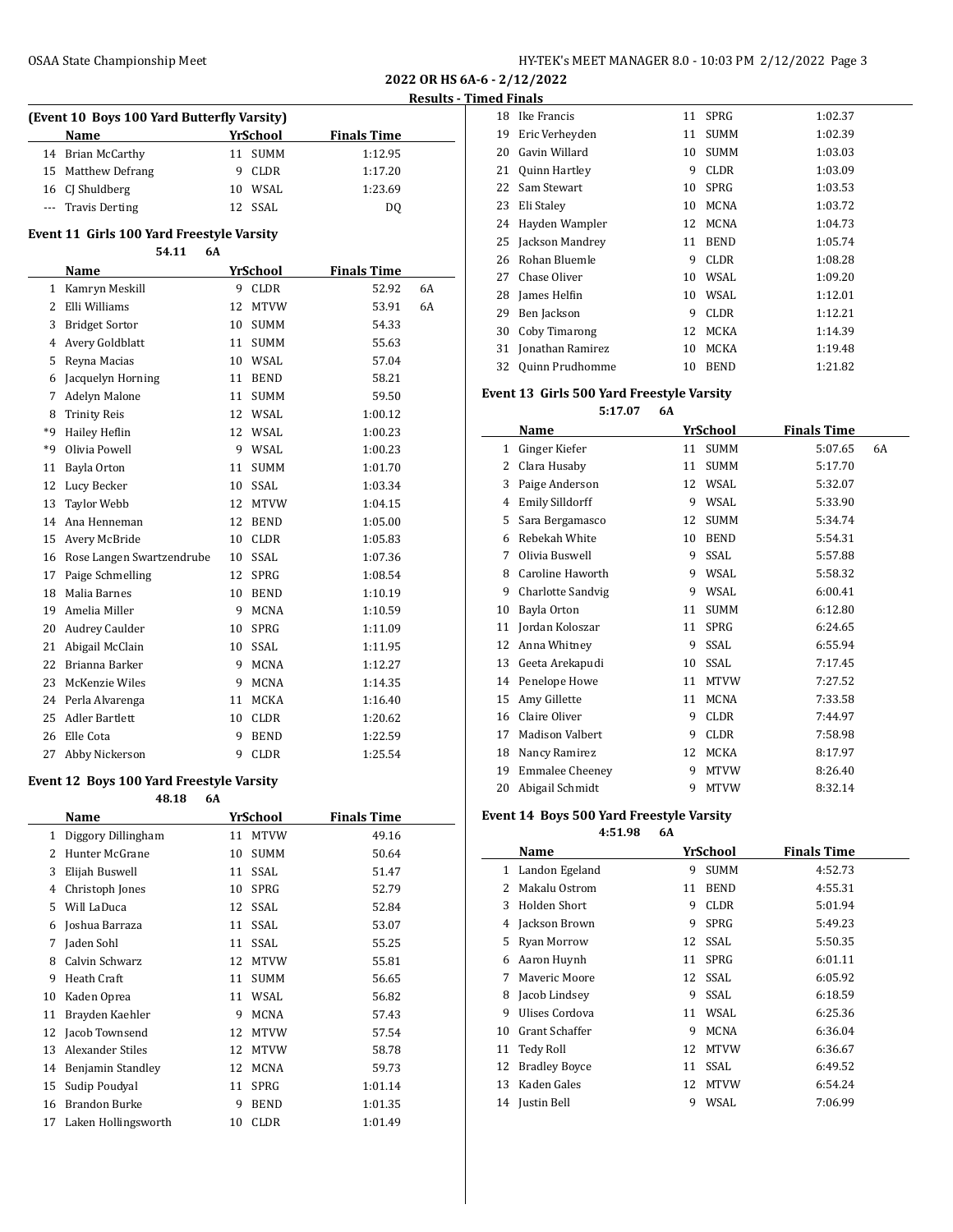## 2022 OR HS 6A-6 - 2/12/2022

### Results - Timed Finals

**(Event 10 Boys 100 Yard Butterfly Varsity)**

| | Name | Yr | School | Finals Time | |
|---|---|---|---|---|---|
| 14 | Brian McCarthy | 11 | SUMM | 1:12.95 | |
| 15 | Matthew Defrang | 9 | CLDR | 1:17.20 | |
| 16 | CJ Shuldberg | 10 | WSAL | 1:23.69 | |
| --- | Travis Derting | 12 | SSAL | DQ | |

**Event 11 Girls 100 Yard Freestyle Varsity**

54.11 6A

| | Name | Yr | School | Finals Time | |
|---|---|---|---|---|---|
| 1 | Kamryn Meskill | 9 | CLDR | 52.92 | 6A |
| 2 | Elli Williams | 12 | MTVW | 53.91 | 6A |
| 3 | Bridget Sortor | 10 | SUMM | 54.33 | |
| 4 | Avery Goldblatt | 11 | SUMM | 55.63 | |
| 5 | Reyna Macias | 10 | WSAL | 57.04 | |
| 6 | Jacquelyn Horning | 11 | BEND | 58.21 | |
| 7 | Adelyn Malone | 11 | SUMM | 59.50 | |
| 8 | Trinity Reis | 12 | WSAL | 1:00.12 | |
| *9 | Hailey Heflin | 12 | WSAL | 1:00.23 | |
| *9 | Olivia Powell | 9 | WSAL | 1:00.23 | |
| 11 | Bayla Orton | 11 | SUMM | 1:01.70 | |
| 12 | Lucy Becker | 10 | SSAL | 1:03.34 | |
| 13 | Taylor Webb | 12 | MTVW | 1:04.15 | |
| 14 | Ana Henneman | 12 | BEND | 1:05.00 | |
| 15 | Avery McBride | 10 | CLDR | 1:05.83 | |
| 16 | Rose Langen Swartzendrube | 10 | SSAL | 1:07.36 | |
| 17 | Paige Schmelling | 12 | SPRG | 1:08.54 | |
| 18 | Malia Barnes | 10 | BEND | 1:10.19 | |
| 19 | Amelia Miller | 9 | MCNA | 1:10.59 | |
| 20 | Audrey Caulder | 10 | SPRG | 1:11.09 | |
| 21 | Abigail McClain | 10 | SSAL | 1:11.95 | |
| 22 | Brianna Barker | 9 | MCNA | 1:12.27 | |
| 23 | McKenzie Wiles | 9 | MCNA | 1:14.35 | |
| 24 | Perla Alvarenga | 11 | MCKA | 1:16.40 | |
| 25 | Adler Bartlett | 10 | CLDR | 1:20.62 | |
| 26 | Elle Cota | 9 | BEND | 1:22.59 | |
| 27 | Abby Nickerson | 9 | CLDR | 1:25.54 | |

**Event 12 Boys 100 Yard Freestyle Varsity**

48.18 6A

| | Name | Yr | School | Finals Time |
|---|---|---|---|---|
| 1 | Diggory Dillingham | 11 | MTVW | 49.16 |
| 2 | Hunter McGrane | 10 | SUMM | 50.64 |
| 3 | Elijah Buswell | 11 | SSAL | 51.47 |
| 4 | Christoph Jones | 10 | SPRG | 52.79 |
| 5 | Will LaDuca | 12 | SSAL | 52.84 |
| 6 | Joshua Barraza | 11 | SSAL | 53.07 |
| 7 | Jaden Sohl | 11 | SSAL | 55.25 |
| 8 | Calvin Schwarz | 12 | MTVW | 55.81 |
| 9 | Heath Craft | 11 | SUMM | 56.65 |
| 10 | Kaden Oprea | 11 | WSAL | 56.82 |
| 11 | Brayden Kaehler | 9 | MCNA | 57.43 |
| 12 | Jacob Townsend | 12 | MTVW | 57.54 |
| 13 | Alexander Stiles | 12 | MTVW | 58.78 |
| 14 | Benjamin Standley | 12 | MCNA | 59.73 |
| 15 | Sudip Poudyal | 11 | SPRG | 1:01.14 |
| 16 | Brandon Burke | 9 | BEND | 1:01.35 |
| 17 | Laken Hollingsworth | 10 | CLDR | 1:01.49 |
| 18 | Ike Francis | 11 | SPRG | 1:02.37 |
| 19 | Eric Verheyden | 11 | SUMM | 1:02.39 |
| 20 | Gavin Willard | 10 | SUMM | 1:03.03 |
| 21 | Quinn Hartley | 9 | CLDR | 1:03.09 |
| 22 | Sam Stewart | 10 | SPRG | 1:03.53 |
| 23 | Eli Staley | 10 | MCNA | 1:03.72 |
| 24 | Hayden Wampler | 12 | MCNA | 1:04.73 |
| 25 | Jackson Mandrey | 11 | BEND | 1:05.74 |
| 26 | Rohan Bluemle | 9 | CLDR | 1:08.28 |
| 27 | Chase Oliver | 10 | WSAL | 1:09.20 |
| 28 | James Helfin | 10 | WSAL | 1:12.01 |
| 29 | Ben Jackson | 9 | CLDR | 1:12.21 |
| 30 | Coby Timarong | 12 | MCKA | 1:14.39 |
| 31 | Jonathan Ramirez | 10 | MCKA | 1:19.48 |
| 32 | Quinn Prudhomme | 10 | BEND | 1:21.82 |

**Event 13 Girls 500 Yard Freestyle Varsity**

5:17.07 6A

| | Name | Yr | School | Finals Time | |
|---|---|---|---|---|---|
| 1 | Ginger Kiefer | 11 | SUMM | 5:07.65 | 6A |
| 2 | Clara Husaby | 11 | SUMM | 5:17.70 | |
| 3 | Paige Anderson | 12 | WSAL | 5:32.07 | |
| 4 | Emily Silldorff | 9 | WSAL | 5:33.90 | |
| 5 | Sara Bergamasco | 12 | SUMM | 5:34.74 | |
| 6 | Rebekah White | 10 | BEND | 5:54.31 | |
| 7 | Olivia Buswell | 9 | SSAL | 5:57.88 | |
| 8 | Caroline Haworth | 9 | WSAL | 5:58.32 | |
| 9 | Charlotte Sandvig | 9 | WSAL | 6:00.41 | |
| 10 | Bayla Orton | 11 | SUMM | 6:12.80 | |
| 11 | Jordan Koloszar | 11 | SPRG | 6:24.65 | |
| 12 | Anna Whitney | 9 | SSAL | 6:55.94 | |
| 13 | Geeta Arekapudi | 10 | SSAL | 7:17.45 | |
| 14 | Penelope Howe | 11 | MTVW | 7:27.52 | |
| 15 | Amy Gillette | 11 | MCNA | 7:33.58 | |
| 16 | Claire Oliver | 9 | CLDR | 7:44.97 | |
| 17 | Madison Valbert | 9 | CLDR | 7:58.98 | |
| 18 | Nancy Ramirez | 12 | MCKA | 8:17.97 | |
| 19 | Emmalee Cheeney | 9 | MTVW | 8:26.40 | |
| 20 | Abigail Schmidt | 9 | MTVW | 8:32.14 | |

**Event 14 Boys 500 Yard Freestyle Varsity**

4:51.98 6A

| | Name | Yr | School | Finals Time |
|---|---|---|---|---|
| 1 | Landon Egeland | 9 | SUMM | 4:52.73 |
| 2 | Makalu Ostrom | 11 | BEND | 4:55.31 |
| 3 | Holden Short | 9 | CLDR | 5:01.94 |
| 4 | Jackson Brown | 9 | SPRG | 5:49.23 |
| 5 | Ryan Morrow | 12 | SSAL | 5:50.35 |
| 6 | Aaron Huynh | 11 | SPRG | 6:01.11 |
| 7 | Maveric Moore | 12 | SSAL | 6:05.92 |
| 8 | Jacob Lindsey | 9 | SSAL | 6:18.59 |
| 9 | Ulises Cordova | 11 | WSAL | 6:25.36 |
| 10 | Grant Schaffer | 9 | MCNA | 6:36.04 |
| 11 | Tedy Roll | 12 | MTVW | 6:36.67 |
| 12 | Bradley Boyce | 11 | SSAL | 6:49.52 |
| 13 | Kaden Gales | 12 | MTVW | 6:54.24 |
| 14 | Justin Bell | 9 | WSAL | 7:06.99 |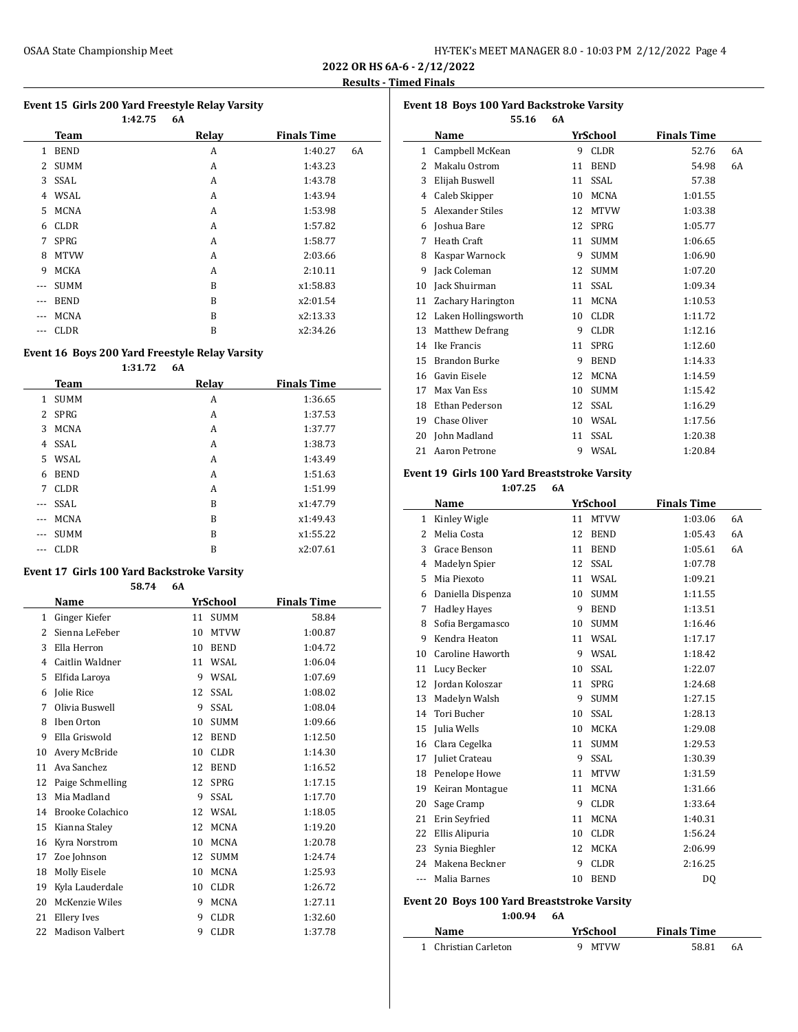**2022 OR HS 6A-6 - 2/12/2022**

**Results - Timed Finals**

### Event 15 Girls 200 Yard Freestyle Relay Varsity

1:42.75 6A

| | Team | Relay | Finals Time | |
|---|---|---|---|---|
| 1 | BEND | A | 1:40.27 | 6A |
| 2 | SUMM | A | 1:43.23 | |
| 3 | SSAL | A | 1:43.78 | |
| 4 | WSAL | A | 1:43.94 | |
| 5 | MCNA | A | 1:53.98 | |
| 6 | CLDR | A | 1:57.82 | |
| 7 | SPRG | A | 1:58.77 | |
| 8 | MTVW | A | 2:03.66 | |
| 9 | MCKA | A | 2:10.11 | |
| --- | SUMM | B | x1:58.83 | |
| --- | BEND | B | x2:01.54 | |
| --- | MCNA | B | x2:13.33 | |
| --- | CLDR | B | x2:34.26 | |

### Event 16 Boys 200 Yard Freestyle Relay Varsity

1:31.72 6A

| | Team | Relay | Finals Time |
|---|---|---|---|
| 1 | SUMM | A | 1:36.65 |
| 2 | SPRG | A | 1:37.53 |
| 3 | MCNA | A | 1:37.77 |
| 4 | SSAL | A | 1:38.73 |
| 5 | WSAL | A | 1:43.49 |
| 6 | BEND | A | 1:51.63 |
| 7 | CLDR | A | 1:51.99 |
| --- | SSAL | B | x1:47.79 |
| --- | MCNA | B | x1:49.43 |
| --- | SUMM | B | x1:55.22 |
| --- | CLDR | B | x2:07.61 |

### Event 17 Girls 100 Yard Backstroke Varsity

58.74 6A

| | Name | Yr | School | Finals Time |
|---|---|---|---|---|
| 1 | Ginger Kiefer | 11 | SUMM | 58.84 |
| 2 | Sienna LeFeber | 10 | MTVW | 1:00.87 |
| 3 | Ella Herron | 10 | BEND | 1:04.72 |
| 4 | Caitlin Waldner | 11 | WSAL | 1:06.04 |
| 5 | Elfida Laroya | 9 | WSAL | 1:07.69 |
| 6 | Jolie Rice | 12 | SSAL | 1:08.02 |
| 7 | Olivia Buswell | 9 | SSAL | 1:08.04 |
| 8 | Iben Orton | 10 | SUMM | 1:09.66 |
| 9 | Ella Griswold | 12 | BEND | 1:12.50 |
| 10 | Avery McBride | 10 | CLDR | 1:14.30 |
| 11 | Ava Sanchez | 12 | BEND | 1:16.52 |
| 12 | Paige Schmelling | 12 | SPRG | 1:17.15 |
| 13 | Mia Madland | 9 | SSAL | 1:17.70 |
| 14 | Brooke Colachico | 12 | WSAL | 1:18.05 |
| 15 | Kianna Staley | 12 | MCNA | 1:19.20 |
| 16 | Kyra Norstrom | 10 | MCNA | 1:20.78 |
| 17 | Zoe Johnson | 12 | SUMM | 1:24.74 |
| 18 | Molly Eisele | 10 | MCNA | 1:25.93 |
| 19 | Kyla Lauderdale | 10 | CLDR | 1:26.72 |
| 20 | McKenzie Wiles | 9 | MCNA | 1:27.11 |
| 21 | Ellery Ives | 9 | CLDR | 1:32.60 |
| 22 | Madison Valbert | 9 | CLDR | 1:37.78 |

### Event 18 Boys 100 Yard Backstroke Varsity

55.16 6A

| | Name | Yr | School | Finals Time | |
|---|---|---|---|---|---|
| 1 | Campbell McKean | 9 | CLDR | 52.76 | 6A |
| 2 | Makalu Ostrom | 11 | BEND | 54.98 | 6A |
| 3 | Elijah Buswell | 11 | SSAL | 57.38 | |
| 4 | Caleb Skipper | 10 | MCNA | 1:01.55 | |
| 5 | Alexander Stiles | 12 | MTVW | 1:03.38 | |
| 6 | Joshua Bare | 12 | SPRG | 1:05.77 | |
| 7 | Heath Craft | 11 | SUMM | 1:06.65 | |
| 8 | Kaspar Warnock | 9 | SUMM | 1:06.90 | |
| 9 | Jack Coleman | 12 | SUMM | 1:07.20 | |
| 10 | Jack Shuirman | 11 | SSAL | 1:09.34 | |
| 11 | Zachary Harington | 11 | MCNA | 1:10.53 | |
| 12 | Laken Hollingsworth | 10 | CLDR | 1:11.72 | |
| 13 | Matthew Defrang | 9 | CLDR | 1:12.16 | |
| 14 | Ike Francis | 11 | SPRG | 1:12.60 | |
| 15 | Brandon Burke | 9 | BEND | 1:14.33 | |
| 16 | Gavin Eisele | 12 | MCNA | 1:14.59 | |
| 17 | Max Van Ess | 10 | SUMM | 1:15.42 | |
| 18 | Ethan Pederson | 12 | SSAL | 1:16.29 | |
| 19 | Chase Oliver | 10 | WSAL | 1:17.56 | |
| 20 | John Madland | 11 | SSAL | 1:20.38 | |
| 21 | Aaron Petrone | 9 | WSAL | 1:20.84 | |

### Event 19 Girls 100 Yard Breaststroke Varsity

1:07.25 6A

| | Name | Yr | School | Finals Time | |
|---|---|---|---|---|---|
| 1 | Kinley Wigle | 11 | MTVW | 1:03.06 | 6A |
| 2 | Melia Costa | 12 | BEND | 1:05.43 | 6A |
| 3 | Grace Benson | 11 | BEND | 1:05.61 | 6A |
| 4 | Madelyn Spier | 12 | SSAL | 1:07.78 | |
| 5 | Mia Piexoto | 11 | WSAL | 1:09.21 | |
| 6 | Daniella Dispenza | 10 | SUMM | 1:11.55 | |
| 7 | Hadley Hayes | 9 | BEND | 1:13.51 | |
| 8 | Sofia Bergamasco | 10 | SUMM | 1:16.46 | |
| 9 | Kendra Heaton | 11 | WSAL | 1:17.17 | |
| 10 | Caroline Haworth | 9 | WSAL | 1:18.42 | |
| 11 | Lucy Becker | 10 | SSAL | 1:22.07 | |
| 12 | Jordan Koloszar | 11 | SPRG | 1:24.68 | |
| 13 | Madelyn Walsh | 9 | SUMM | 1:27.15 | |
| 14 | Tori Bucher | 10 | SSAL | 1:28.13 | |
| 15 | Julia Wells | 10 | MCKA | 1:29.08 | |
| 16 | Clara Cegelka | 11 | SUMM | 1:29.53 | |
| 17 | Juliet Crateau | 9 | SSAL | 1:30.39 | |
| 18 | Penelope Howe | 11 | MTVW | 1:31.59 | |
| 19 | Keiran Montague | 11 | MCNA | 1:31.66 | |
| 20 | Sage Cramp | 9 | CLDR | 1:33.64 | |
| 21 | Erin Seyfried | 11 | MCNA | 1:40.31 | |
| 22 | Ellis Alipuria | 10 | CLDR | 1:56.24 | |
| 23 | Synia Bieghler | 12 | MCKA | 2:06.99 | |
| 24 | Makena Beckner | 9 | CLDR | 2:16.25 | |
| --- | Malia Barnes | 10 | BEND | DQ | |

### Event 20 Boys 100 Yard Breaststroke Varsity

1:00.94 6A

| | Name | Yr | School | Finals Time | |
|---|---|---|---|---|---|
| 1 | Christian Carleton | 9 | MTVW | 58.81 | 6A |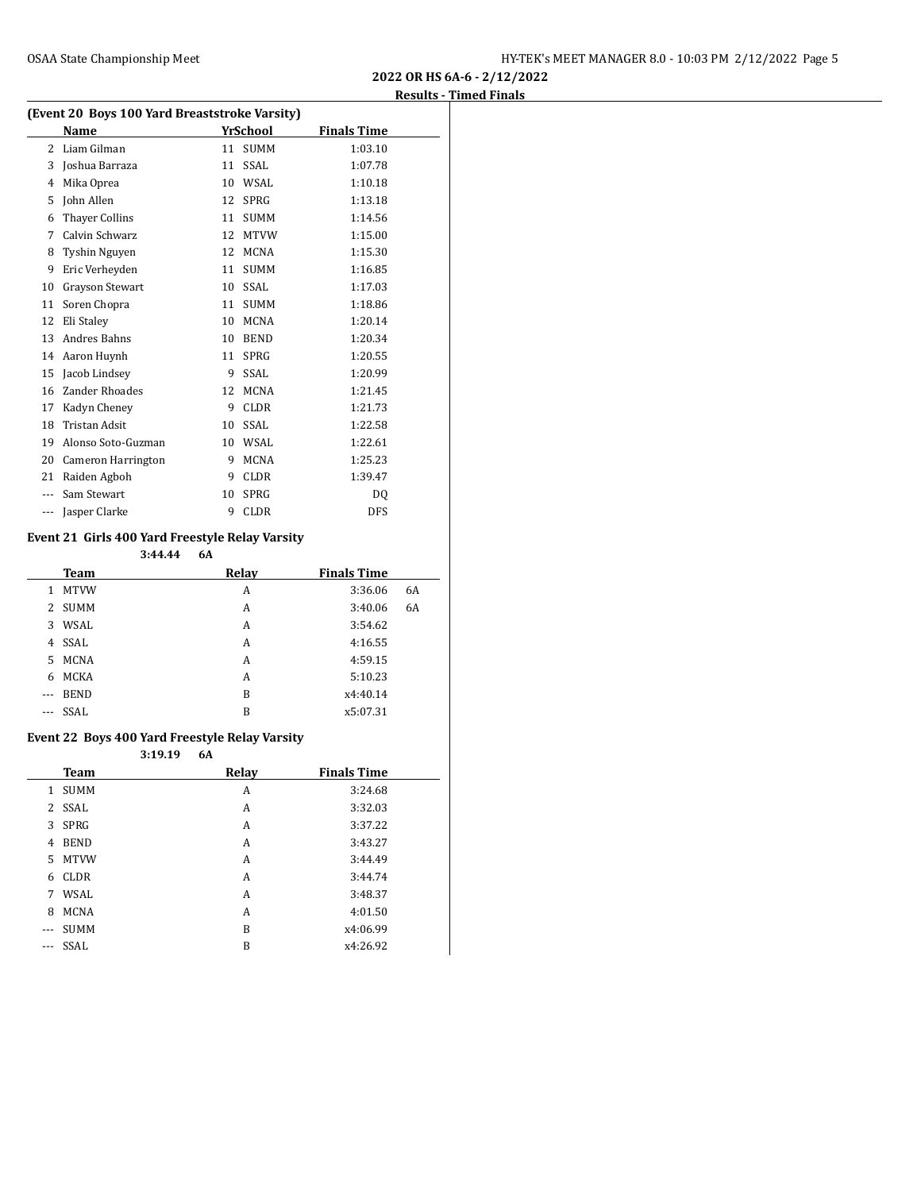**2022 OR HS 6A-6 - 2/12/2022**

**Results - Timed Finals**

### (Event 20 Boys 100 Yard Breaststroke Varsity)

| | Name | Yr | School | Finals Time |
|---|---|---|---|---|
| 2 | Liam Gilman | 11 | SUMM | 1:03.10 |
| 3 | Joshua Barraza | 11 | SSAL | 1:07.78 |
| 4 | Mika Oprea | 10 | WSAL | 1:10.18 |
| 5 | John Allen | 12 | SPRG | 1:13.18 |
| 6 | Thayer Collins | 11 | SUMM | 1:14.56 |
| 7 | Calvin Schwarz | 12 | MTVW | 1:15.00 |
| 8 | Tyshin Nguyen | 12 | MCNA | 1:15.30 |
| 9 | Eric Verheyden | 11 | SUMM | 1:16.85 |
| 10 | Grayson Stewart | 10 | SSAL | 1:17.03 |
| 11 | Soren Chopra | 11 | SUMM | 1:18.86 |
| 12 | Eli Staley | 10 | MCNA | 1:20.14 |
| 13 | Andres Bahns | 10 | BEND | 1:20.34 |
| 14 | Aaron Huynh | 11 | SPRG | 1:20.55 |
| 15 | Jacob Lindsey | 9 | SSAL | 1:20.99 |
| 16 | Zander Rhoades | 12 | MCNA | 1:21.45 |
| 17 | Kadyn Cheney | 9 | CLDR | 1:21.73 |
| 18 | Tristan Adsit | 10 | SSAL | 1:22.58 |
| 19 | Alonso Soto-Guzman | 10 | WSAL | 1:22.61 |
| 20 | Cameron Harrington | 9 | MCNA | 1:25.23 |
| 21 | Raiden Agboh | 9 | CLDR | 1:39.47 |
| --- | Sam Stewart | 10 | SPRG | DQ |
| --- | Jasper Clarke | 9 | CLDR | DFS |

### Event 21 Girls 400 Yard Freestyle Relay Varsity

3:44.44 6A

| | Team | Relay | Finals Time | |
|---|---|---|---|---|
| 1 | MTVW | A | 3:36.06 | 6A |
| 2 | SUMM | A | 3:40.06 | 6A |
| 3 | WSAL | A | 3:54.62 | |
| 4 | SSAL | A | 4:16.55 | |
| 5 | MCNA | A | 4:59.15 | |
| 6 | MCKA | A | 5:10.23 | |
| --- | BEND | B | x4:40.14 | |
| --- | SSAL | B | x5:07.31 | |

### Event 22 Boys 400 Yard Freestyle Relay Varsity

3:19.19 6A

| | Team | Relay | Finals Time |
|---|---|---|---|
| 1 | SUMM | A | 3:24.68 |
| 2 | SSAL | A | 3:32.03 |
| 3 | SPRG | A | 3:37.22 |
| 4 | BEND | A | 3:43.27 |
| 5 | MTVW | A | 3:44.49 |
| 6 | CLDR | A | 3:44.74 |
| 7 | WSAL | A | 3:48.37 |
| 8 | MCNA | A | 4:01.50 |
| --- | SUMM | B | x4:06.99 |
| --- | SSAL | B | x4:26.92 |